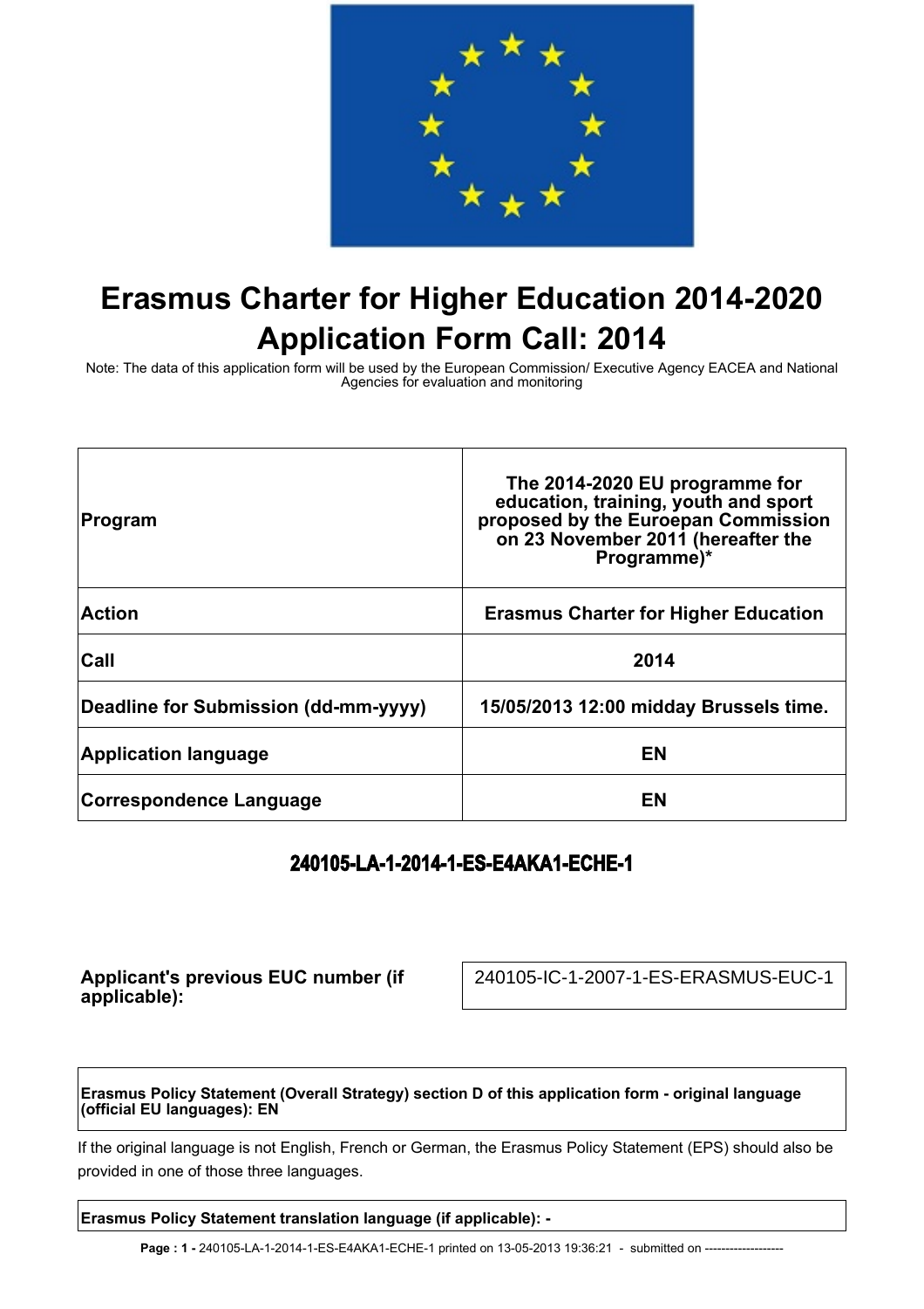# Erasmus Charter for Higher Education 2014-2020 Application Form Call: 2014

Note: The data of this application form will be used by the European Commission/ Executive Agency EACEA and National Agencies for evaluation and monitoring

| | |
|---|---|
| **Program** | **The 2014-2020 EU programme for education, training, youth and sport proposed by the Euroepan Commission on 23 November 2011 (hereafter the Programme)*** |
| **Action** | **Erasmus Charter for Higher Education** |
| **Call** | **2014** |
| **Deadline for Submission (dd-mm-yyyy)** | **15/05/2013 12:00 midday Brussels time.** |
| **Application language** | **EN** |
| **Correspondence Language** | **EN** |

**240105-LA-1-2014-1-ES-E4AKA1-ECHE-1**

| | |
|---|---|
| **Applicant's previous EUC number (if applicable):** | 240105-IC-1-2007-1-ES-ERASMUS-EUC-1 |

**Erasmus Policy Statement (Overall Strategy) section D of this application form - original language (official EU languages): EN**

If the original language is not English, French or German, the Erasmus Policy Statement (EPS) should also be provided in one of those three languages.

**Erasmus Policy Statement translation language (if applicable): -**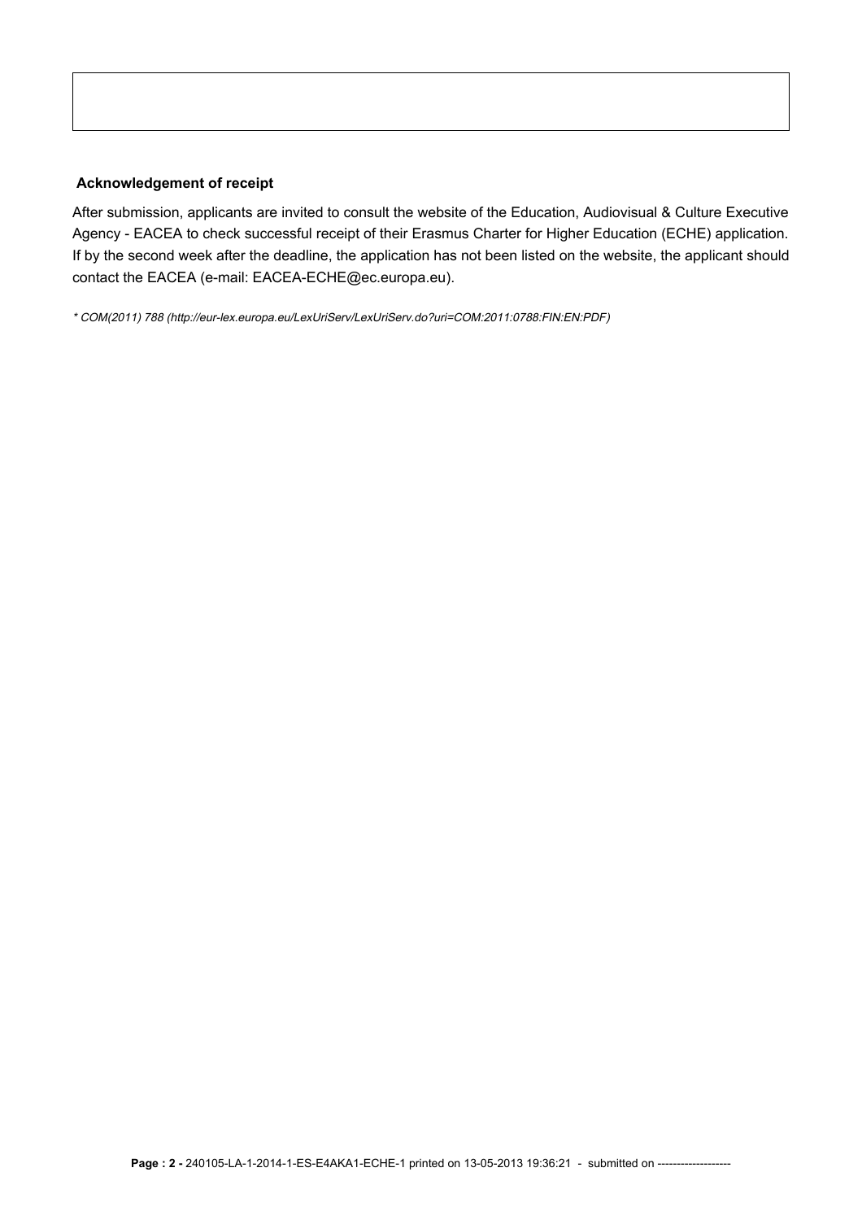**Acknowledgement of receipt**

After submission, applicants are invited to consult the website of the Education, Audiovisual & Culture Executive Agency - EACEA to check successful receipt of their Erasmus Charter for Higher Education (ECHE) application. If by the second week after the deadline, the application has not been listed on the website, the applicant should contact the EACEA (e-mail: EACEA-ECHE@ec.europa.eu).

*\* COM(2011) 788 (http://eur-lex.europa.eu/LexUriServ/LexUriServ.do?uri=COM:2011:0788:FIN:EN:PDF)*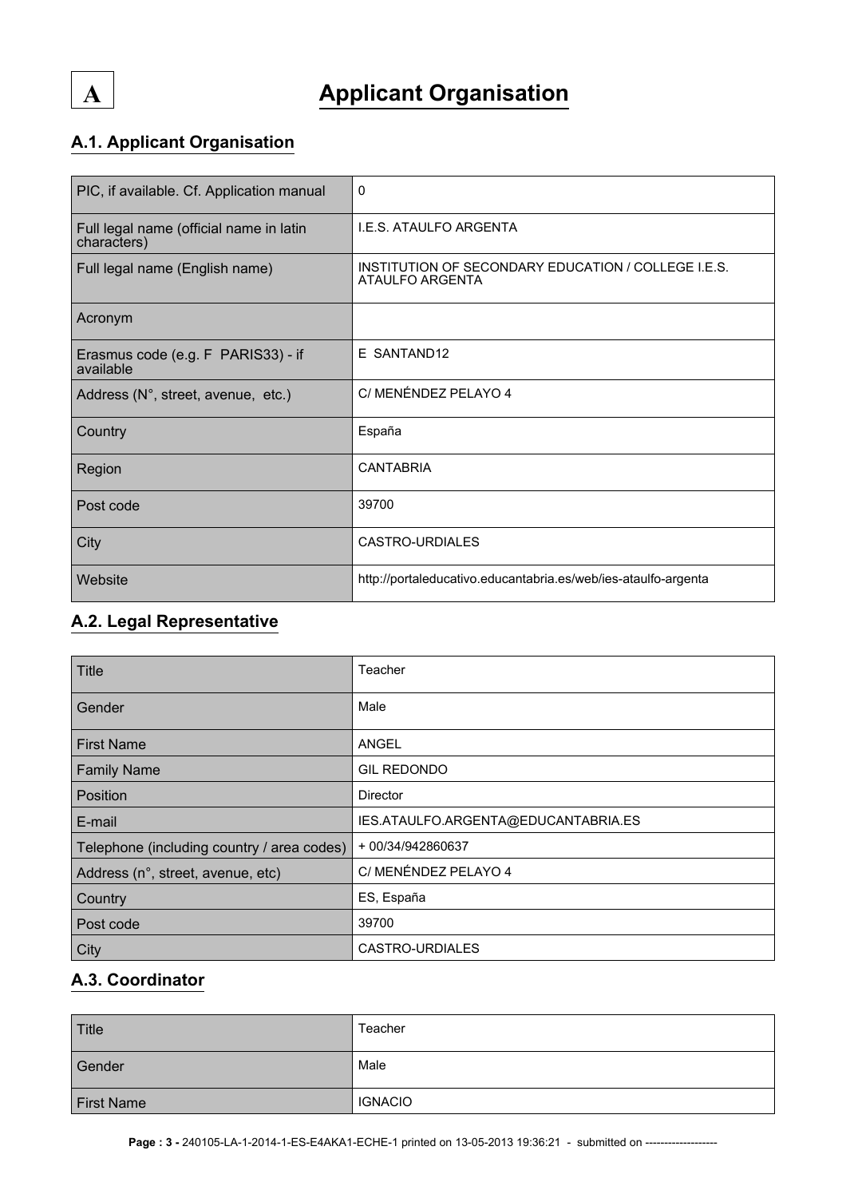# A Applicant Organisation

## A.1. Applicant Organisation

| | |
|---|---|
| PIC, if available. Cf. Application manual | 0 |
| Full legal name (official name in latin characters) | I.E.S. ATAULFO ARGENTA |
| Full legal name (English name) | INSTITUTION OF SECONDARY EDUCATION / COLLEGE I.E.S. ATAULFO ARGENTA |
| Acronym | |
| Erasmus code (e.g. F PARIS33) - if available | E SANTAND12 |
| Address (N°, street, avenue, etc.) | C/ MENÉNDEZ PELAYO 4 |
| Country | España |
| Region | CANTABRIA |
| Post code | 39700 |
| City | CASTRO-URDIALES |
| Website | http://portaleducativo.educantabria.es/web/ies-ataulfo-argenta |

## A.2. Legal Representative

| | |
|---|---|
| Title | Teacher |
| Gender | Male |
| First Name | ANGEL |
| Family Name | GIL REDONDO |
| Position | Director |
| E-mail | IES.ATAULFO.ARGENTA@EDUCANTABRIA.ES |
| Telephone (including country / area codes) | + 00/34/942860637 |
| Address (n°, street, avenue, etc) | C/ MENÉNDEZ PELAYO 4 |
| Country | ES, España |
| Post code | 39700 |
| City | CASTRO-URDIALES |

## A.3. Coordinator

| | |
|---|---|
| Title | Teacher |
| Gender | Male |
| First Name | IGNACIO |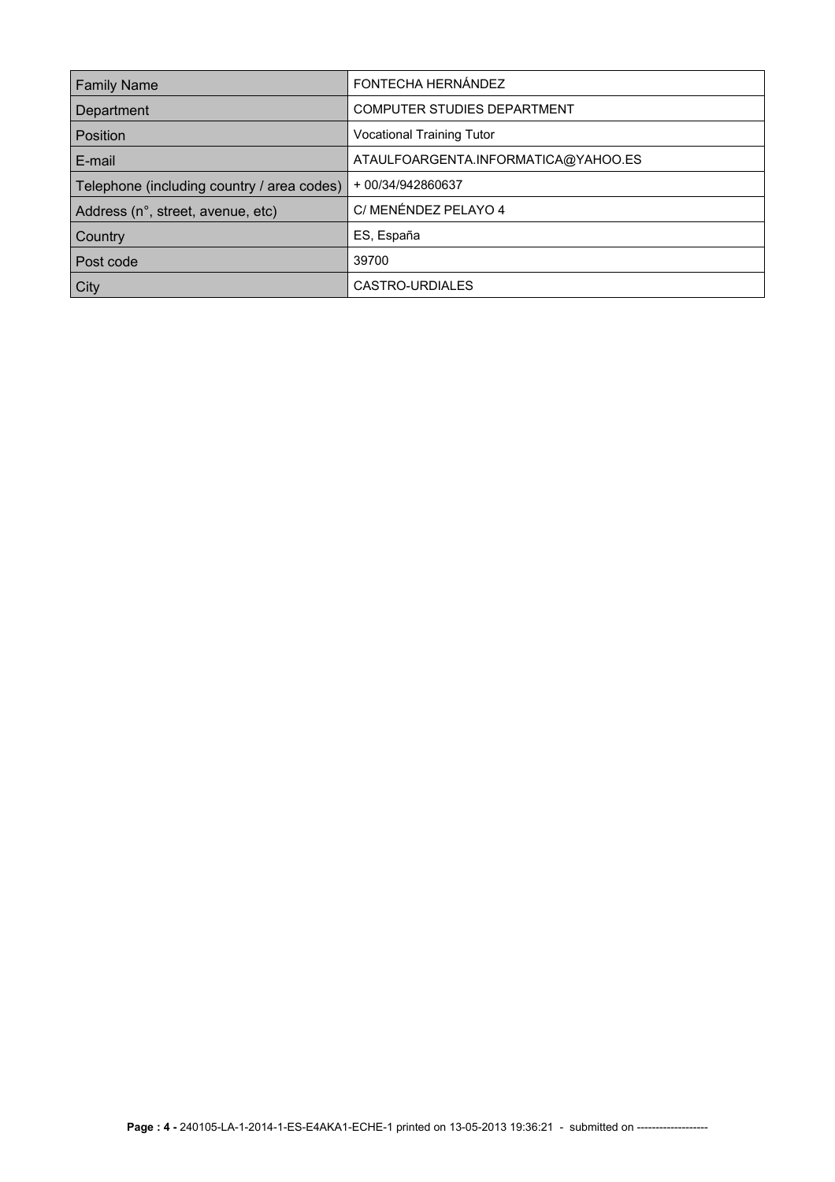| Family Name | FONTECHA HERNÁNDEZ |
|---|---|
| Department | COMPUTER STUDIES DEPARTMENT |
| Position | Vocational Training Tutor |
| E-mail | ATAULFOARGENTA.INFORMATICA@YAHOO.ES |
| Telephone (including country / area codes) | + 00/34/942860637 |
| Address (n°, street, avenue, etc) | C/ MENÉNDEZ PELAYO 4 |
| Country | ES, España |
| Post code | 39700 |
| City | CASTRO-URDIALES |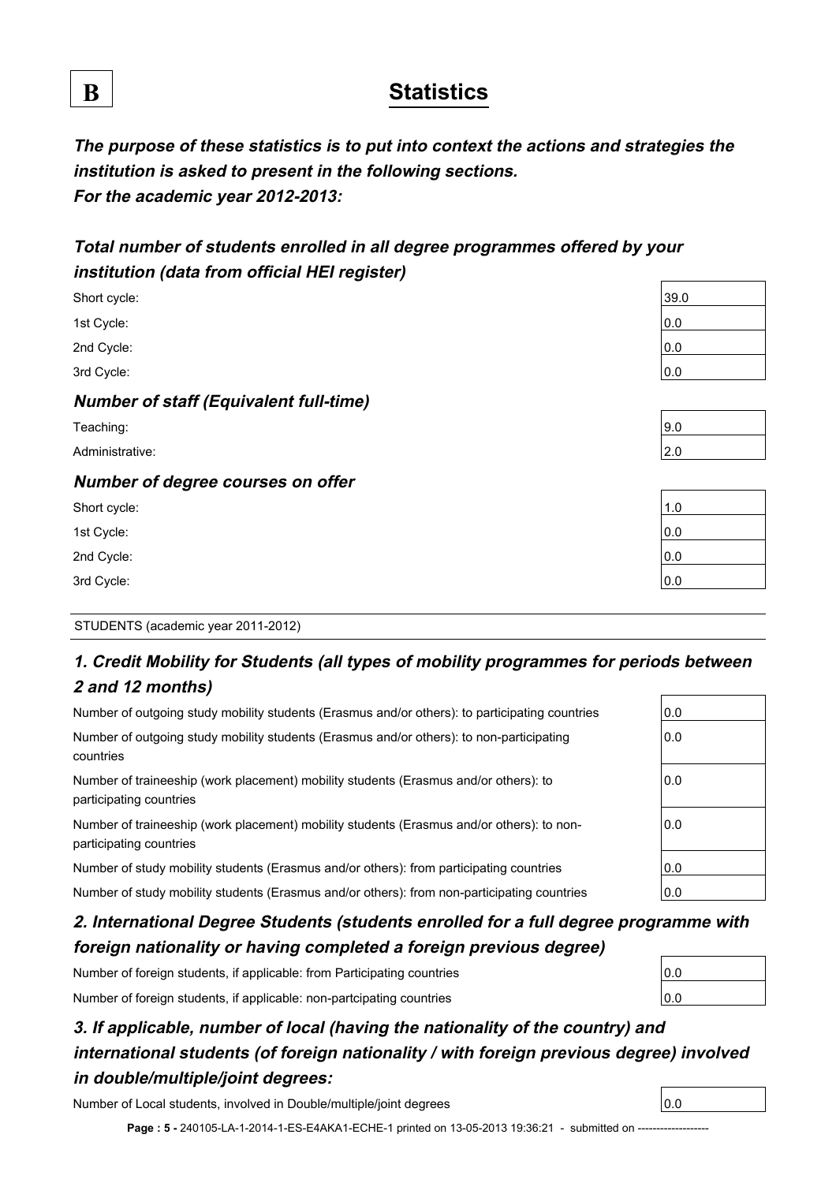**B**

# Statistics

***The purpose of these statistics is to put into context the actions and strategies the institution is asked to present in the following sections.***
***For the academic year 2012-2013:***

### *Total number of students enrolled in all degree programmes offered by your institution (data from official HEI register)*

| | |
|---|---|
| Short cycle: | 39.0 |
| 1st Cycle: | 0.0 |
| 2nd Cycle: | 0.0 |
| 3rd Cycle: | 0.0 |

### *Number of staff (Equivalent full-time)*

| | |
|---|---|
| Teaching: | 9.0 |
| Administrative: | 2.0 |

### *Number of degree courses on offer*

| | |
|---|---|
| Short cycle: | 1.0 |
| 1st Cycle: | 0.0 |
| 2nd Cycle: | 0.0 |
| 3rd Cycle: | 0.0 |

STUDENTS (academic year 2011-2012)

### *1. Credit Mobility for Students (all types of mobility programmes for periods between 2 and 12 months)*

| | |
|---|---|
| Number of outgoing study mobility students (Erasmus and/or others): to participating countries | 0.0 |
| Number of outgoing study mobility students (Erasmus and/or others): to non-participating countries | 0.0 |
| Number of traineeship (work placement) mobility students (Erasmus and/or others): to participating countries | 0.0 |
| Number of traineeship (work placement) mobility students (Erasmus and/or others): to non-participating countries | 0.0 |
| Number of study mobility students (Erasmus and/or others): from participating countries | 0.0 |
| Number of study mobility students (Erasmus and/or others): from non-participating countries | 0.0 |

### *2. International Degree Students (students enrolled for a full degree programme with foreign nationality or having completed a foreign previous degree)*

| | |
|---|---|
| Number of foreign students, if applicable: from Participating countries | 0.0 |
| Number of foreign students, if applicable: non-partcipating countries | 0.0 |

### *3. If applicable, number of local (having the nationality of the country) and international students (of foreign nationality / with foreign previous degree) involved in double/multiple/joint degrees:*

| | |
|---|---|
| Number of Local students, involved in Double/multiple/joint degrees | 0.0 |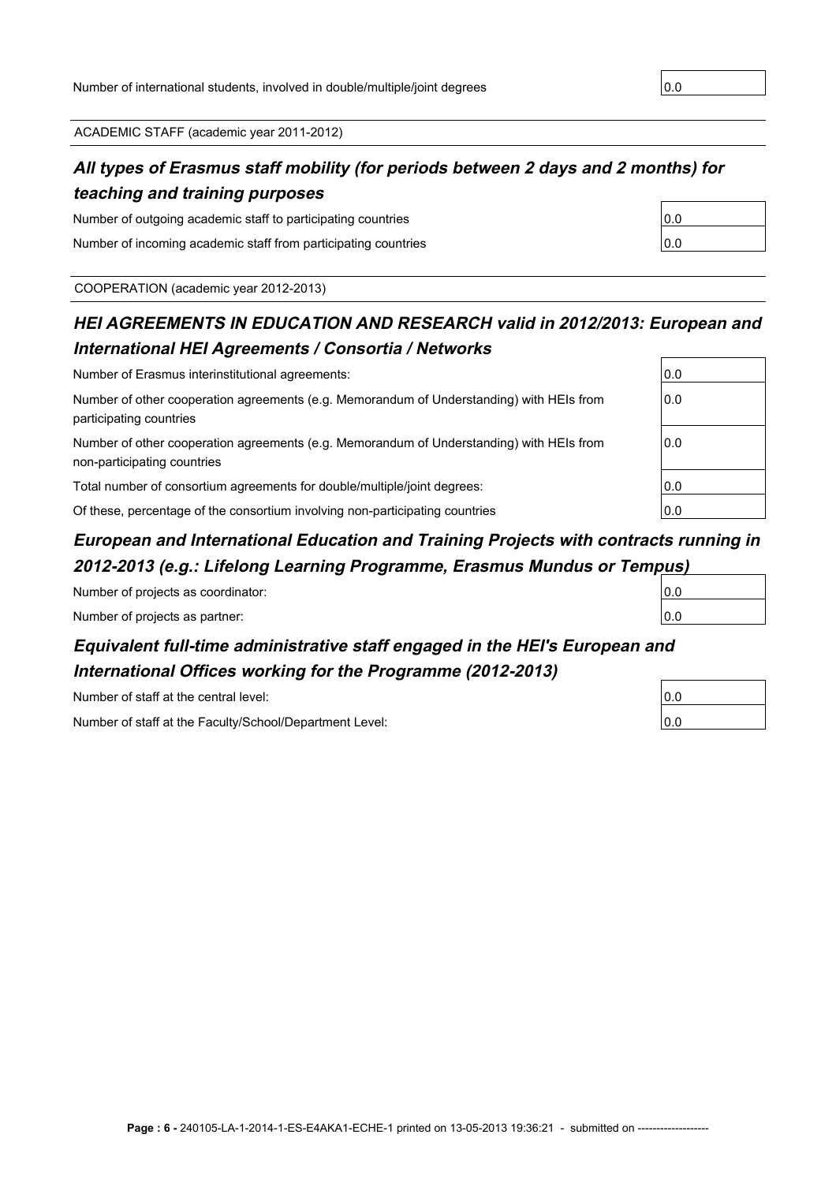| | |
|---|---|
| Number of international students, involved in double/multiple/joint degrees | 0.0 |

ACADEMIC STAFF (academic year 2011-2012)

### *All types of Erasmus staff mobility (for periods between 2 days and 2 months) for teaching and training purposes*

| | |
|---|---|
| Number of outgoing academic staff to participating countries | 0.0 |
| Number of incoming academic staff from participating countries | 0.0 |

COOPERATION (academic year 2012-2013)

### *HEI AGREEMENTS IN EDUCATION AND RESEARCH valid in 2012/2013: European and International HEI Agreements / Consortia / Networks*

| | |
|---|---|
| Number of Erasmus interinstitutional agreements: | 0.0 |
| Number of other cooperation agreements (e.g. Memorandum of Understanding) with HEIs from participating countries | 0.0 |
| Number of other cooperation agreements (e.g. Memorandum of Understanding) with HEIs from non-participating countries | 0.0 |
| Total number of consortium agreements for double/multiple/joint degrees: | 0.0 |
| Of these, percentage of the consortium involving non-participating countries | 0.0 |

### *European and International Education and Training Projects with contracts running in 2012-2013 (e.g.: Lifelong Learning Programme, Erasmus Mundus or Tempus)*

| | |
|---|---|
| Number of projects as coordinator: | 0.0 |
| Number of projects as partner: | 0.0 |

### *Equivalent full-time administrative staff engaged in the HEI's European and International Offices working for the Programme (2012-2013)*

| | |
|---|---|
| Number of staff at the central level: | 0.0 |
| Number of staff at the Faculty/School/Department Level: | 0.0 |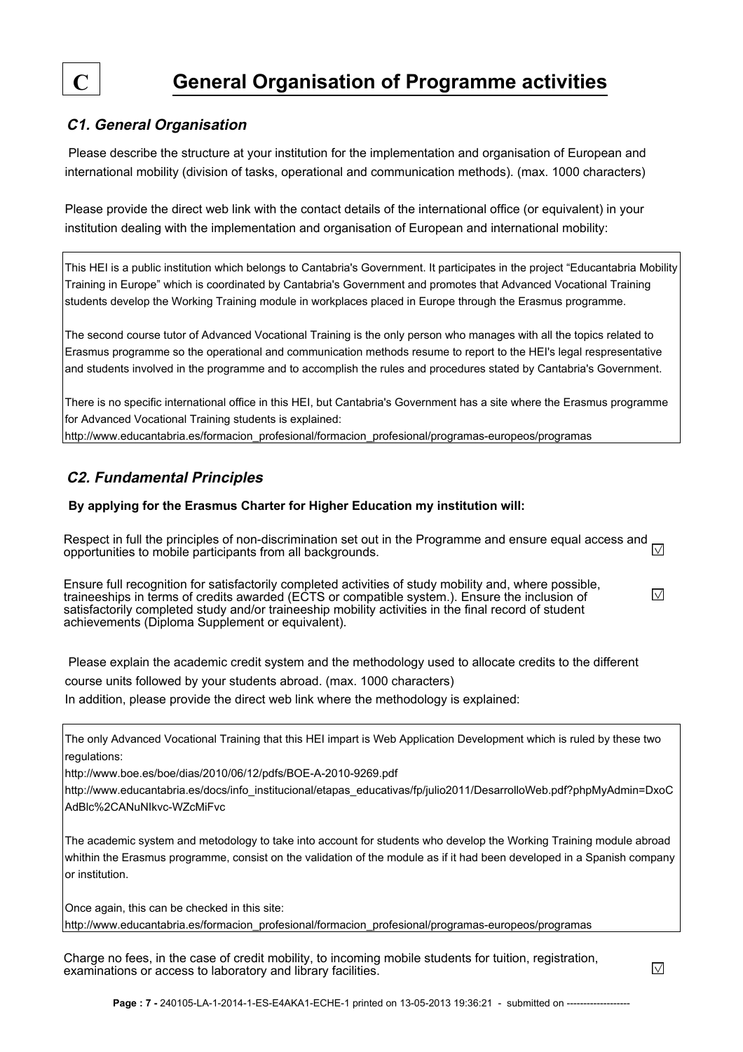# C General Organisation of Programme activities

## *C1. General Organisation*

Please describe the structure at your institution for the implementation and organisation of European and international mobility (division of tasks, operational and communication methods). (max. 1000 characters)

Please provide the direct web link with the contact details of the international office (or equivalent) in your institution dealing with the implementation and organisation of European and international mobility:

This HEI is a public institution which belongs to Cantabria's Government. It participates in the project "Educantabria Mobility Training in Europe" which is coordinated by Cantabria's Government and promotes that Advanced Vocational Training students develop the Working Training module in workplaces placed in Europe through the Erasmus programme.

The second course tutor of Advanced Vocational Training is the only person who manages with all the topics related to Erasmus programme so the operational and communication methods resume to report to the HEI's legal respresentative and students involved in the programme and to accomplish the rules and procedures stated by Cantabria's Government.

There is no specific international office in this HEI, but Cantabria's Government has a site where the Erasmus programme for Advanced Vocational Training students is explained:
http://www.educantabria.es/formacion_profesional/formacion_profesional/programas-europeos/programas

## *C2. Fundamental Principles*

**By applying for the Erasmus Charter for Higher Education my institution will:**

Respect in full the principles of non-discrimination set out in the Programme and ensure equal access and opportunities to mobile participants from all backgrounds. ☑

Ensure full recognition for satisfactorily completed activities of study mobility and, where possible, traineeships in terms of credits awarded (ECTS or compatible system.). Ensure the inclusion of satisfactorily completed study and/or traineeship mobility activities in the final record of student achievements (Diploma Supplement or equivalent). ☑

Please explain the academic credit system and the methodology used to allocate credits to the different course units followed by your students abroad. (max. 1000 characters)
In addition, please provide the direct web link where the methodology is explained:

The only Advanced Vocational Training that this HEI impart is Web Application Development which is ruled by these two regulations:
http://www.boe.es/boe/dias/2010/06/12/pdfs/BOE-A-2010-9269.pdf
http://www.educantabria.es/docs/info_institucional/etapas_educativas/fp/julio2011/DesarrolloWeb.pdf?phpMyAdmin=DxoCAdBlc%2CANuNIkvc-WZcMiFvc

The academic system and metodology to take into account for students who develop the Working Training module abroad whithin the Erasmus programme, consist on the validation of the module as if it had been developed in a Spanish company or institution.

Once again, this can be checked in this site:
http://www.educantabria.es/formacion_profesional/formacion_profesional/programas-europeos/programas

Charge no fees, in the case of credit mobility, to incoming mobile students for tuition, registration, examinations or access to laboratory and library facilities. ☑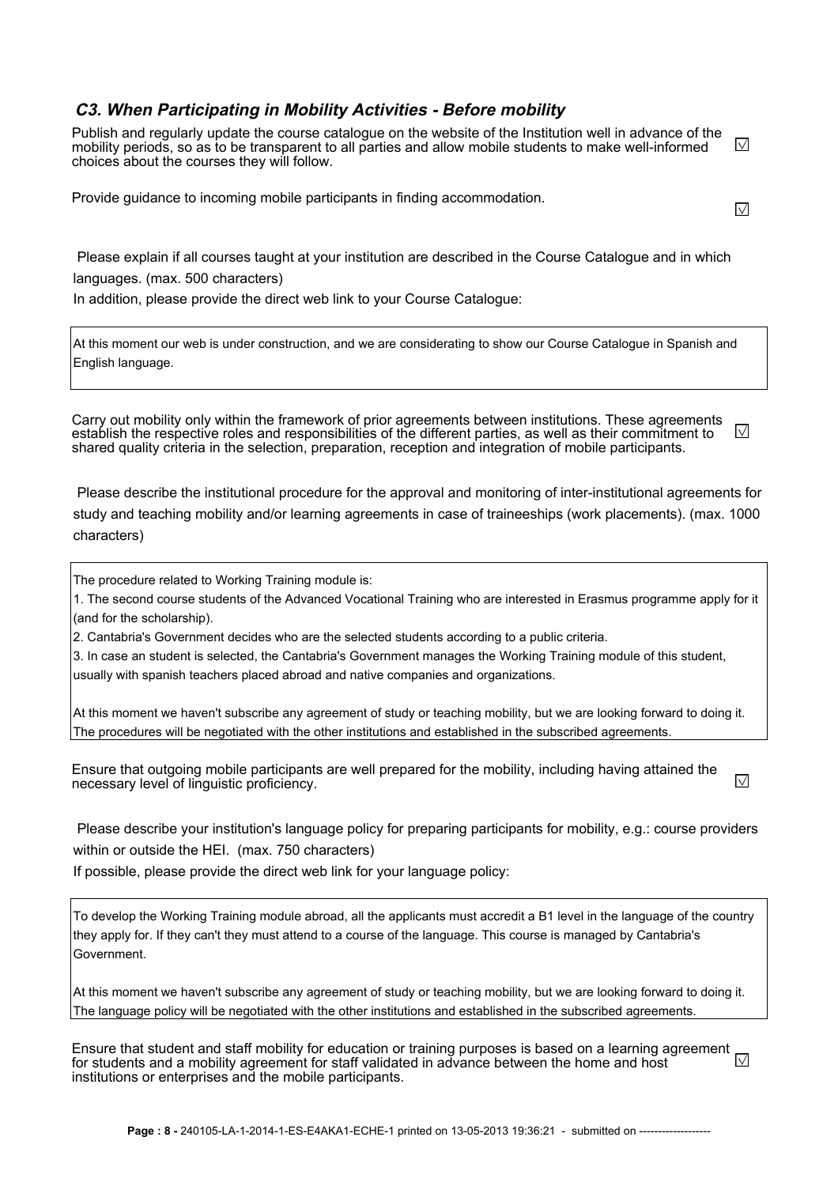### *C3. When Participating in Mobility Activities - Before mobility*

Publish and regularly update the course catalogue on the website of the Institution well in advance of the mobility periods, so as to be transparent to all parties and allow mobile students to make well-informed choices about the courses they will follow. ☑

Provide guidance to incoming mobile participants in finding accommodation. ☑

Please explain if all courses taught at your institution are described in the Course Catalogue and in which languages. (max. 500 characters)

In addition, please provide the direct web link to your Course Catalogue:

> At this moment our web is under construction, and we are considerating to show our Course Catalogue in Spanish and English language.

Carry out mobility only within the framework of prior agreements between institutions. These agreements establish the respective roles and responsibilities of the different parties, as well as their commitment to shared quality criteria in the selection, preparation, reception and integration of mobile participants. ☑

Please describe the institutional procedure for the approval and monitoring of inter-institutional agreements for study and teaching mobility and/or learning agreements in case of traineeships (work placements). (max. 1000 characters)

> The procedure related to Working Training module is:
>
> 1. The second course students of the Advanced Vocational Training who are interested in Erasmus programme apply for it (and for the scholarship).
> 2. Cantabria's Government decides who are the selected students according to a public criteria.
> 3. In case an student is selected, the Cantabria's Government manages the Working Training module of this student, usually with spanish teachers placed abroad and native companies and organizations.
>
> At this moment we haven't subscribe any agreement of study or teaching mobility, but we are looking forward to doing it. The procedures will be negotiated with the other institutions and established in the subscribed agreements.

Ensure that outgoing mobile participants are well prepared for the mobility, including having attained the necessary level of linguistic proficiency. ☑

Please describe your institution's language policy for preparing participants for mobility, e.g.: course providers within or outside the HEI. (max. 750 characters)

If possible, please provide the direct web link for your language policy:

> To develop the Working Training module abroad, all the applicants must accredit a B1 level in the language of the country they apply for. If they can't they must attend to a course of the language. This course is managed by Cantabria's Government.
>
> At this moment we haven't subscribe any agreement of study or teaching mobility, but we are looking forward to doing it. The language policy will be negotiated with the other institutions and established in the subscribed agreements.

Ensure that student and staff mobility for education or training purposes is based on a learning agreement for students and a mobility agreement for staff validated in advance between the home and host institutions or enterprises and the mobile participants. ☑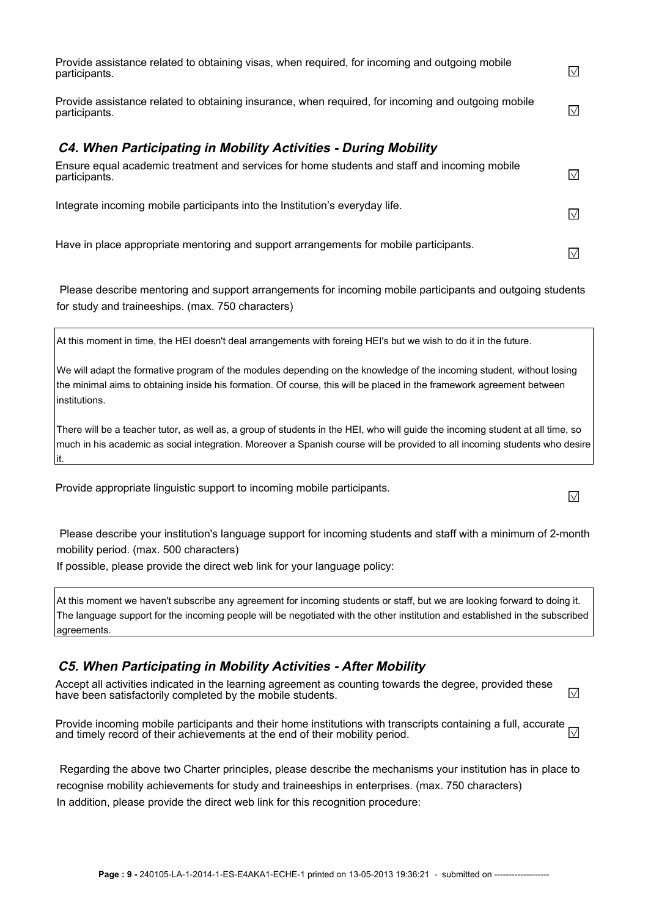Provide assistance related to obtaining visas, when required, for incoming and outgoing mobile participants. ☑

Provide assistance related to obtaining insurance, when required, for incoming and outgoing mobile participants. ☑

### *C4. When Participating in Mobility Activities - During Mobility*

Ensure equal academic treatment and services for home students and staff and incoming mobile participants. ☑

Integrate incoming mobile participants into the Institution's everyday life. ☑

Have in place appropriate mentoring and support arrangements for mobile participants. ☑

Please describe mentoring and support arrangements for incoming mobile participants and outgoing students for study and traineeships. (max. 750 characters)

> At this moment in time, the HEI doesn't deal arrangements with foreing HEI's but we wish to do it in the future.
>
> We will adapt the formative program of the modules depending on the knowledge of the incoming student, without losing the minimal aims to obtaining inside his formation. Of course, this will be placed in the framework agreement between institutions.
>
> There will be a teacher tutor, as well as, a group of students in the HEI, who will guide the incoming student at all time, so much in his academic as social integration. Moreover a Spanish course will be provided to all incoming students who desire it.

Provide appropriate linguistic support to incoming mobile participants. ☑

Please describe your institution's language support for incoming students and staff with a minimum of 2-month mobility period. (max. 500 characters)

If possible, please provide the direct web link for your language policy:

> At this moment we haven't subscribe any agreement for incoming students or staff, but we are looking forward to doing it. The language support for the incoming people will be negotiated with the other institution and established in the subscribed agreements.

### *C5. When Participating in Mobility Activities - After Mobility*

Accept all activities indicated in the learning agreement as counting towards the degree, provided these have been satisfactorily completed by the mobile students. ☑

Provide incoming mobile participants and their home institutions with transcripts containing a full, accurate and timely record of their achievements at the end of their mobility period. ☑

Regarding the above two Charter principles, please describe the mechanisms your institution has in place to recognise mobility achievements for study and traineeships in enterprises. (max. 750 characters)

In addition, please provide the direct web link for this recognition procedure: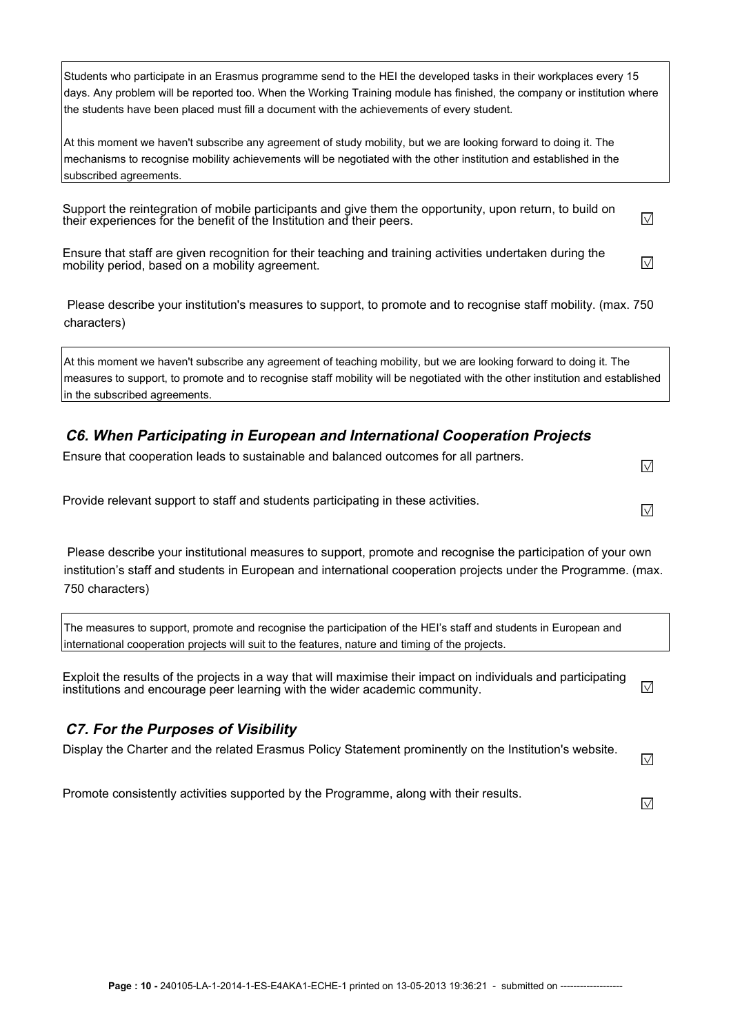Students who participate in an Erasmus programme send to the HEI the developed tasks in their workplaces every 15 days. Any problem will be reported too. When the Working Training module has finished, the company or institution where the students have been placed must fill a document with the achievements of every student.

At this moment we haven't subscribe any agreement of study mobility, but we are looking forward to doing it. The mechanisms to recognise mobility achievements will be negotiated with the other institution and established in the subscribed agreements.

Support the reintegration of mobile participants and give them the opportunity, upon return, to build on their experiences for the benefit of the Institution and their peers. ☑

Ensure that staff are given recognition for their teaching and training activities undertaken during the mobility period, based on a mobility agreement. ☑

Please describe your institution's measures to support, to promote and to recognise staff mobility. (max. 750 characters)

At this moment we haven't subscribe any agreement of teaching mobility, but we are looking forward to doing it. The measures to support, to promote and to recognise staff mobility will be negotiated with the other institution and established in the subscribed agreements.

### *C6. When Participating in European and International Cooperation Projects*

Ensure that cooperation leads to sustainable and balanced outcomes for all partners. ☑

Provide relevant support to staff and students participating in these activities. ☑

Please describe your institutional measures to support, promote and recognise the participation of your own institution's staff and students in European and international cooperation projects under the Programme. (max. 750 characters)

The measures to support, promote and recognise the participation of the HEI's staff and students in European and international cooperation projects will suit to the features, nature and timing of the projects.

Exploit the results of the projects in a way that will maximise their impact on individuals and participating institutions and encourage peer learning with the wider academic community. ☑

### *C7. For the Purposes of Visibility*

Display the Charter and the related Erasmus Policy Statement prominently on the Institution's website. ☑

Promote consistently activities supported by the Programme, along with their results. ☑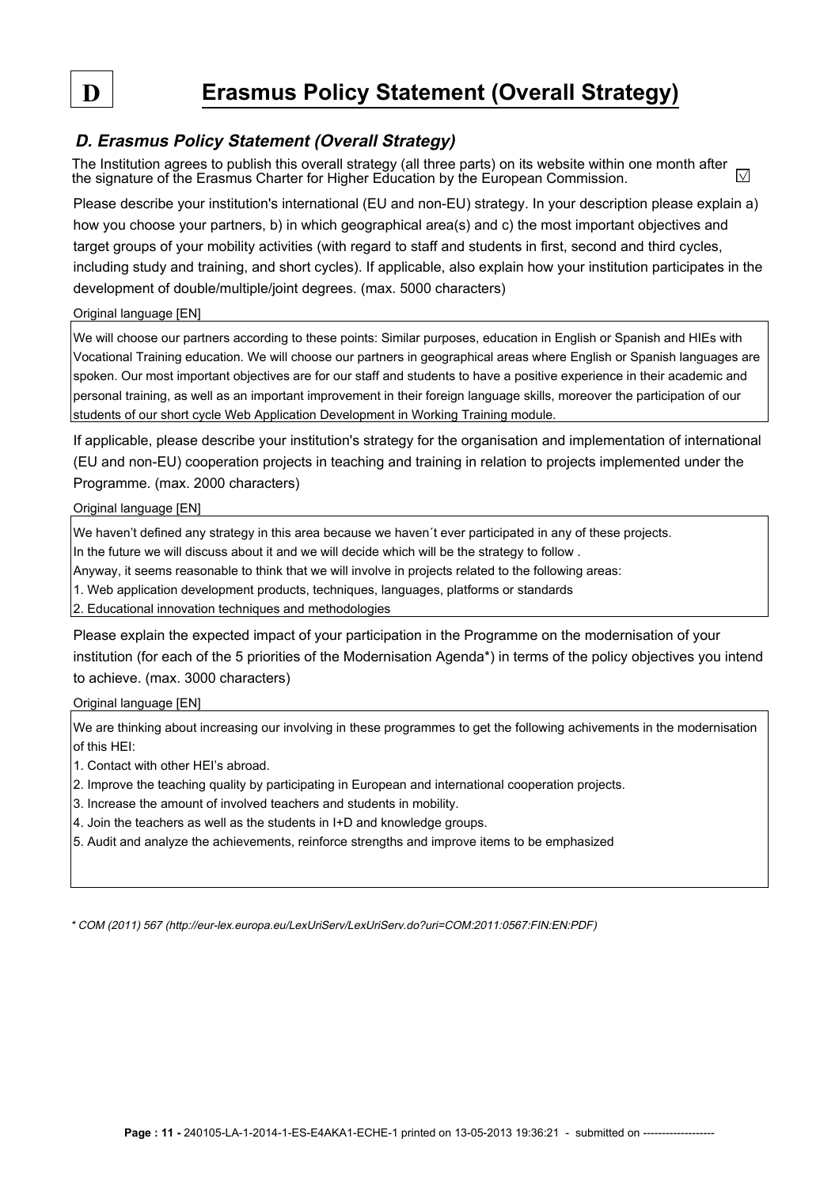# D Erasmus Policy Statement (Overall Strategy)

### *D. Erasmus Policy Statement (Overall Strategy)*

The Institution agrees to publish this overall strategy (all three parts) on its website within one month after the signature of the Erasmus Charter for Higher Education by the European Commission. ☑

Please describe your institution's international (EU and non-EU) strategy. In your description please explain a) how you choose your partners, b) in which geographical area(s) and c) the most important objectives and target groups of your mobility activities (with regard to staff and students in first, second and third cycles, including study and training, and short cycles). If applicable, also explain how your institution participates in the development of double/multiple/joint degrees. (max. 5000 characters)

Original language [EN]

We will choose our partners according to these points: Similar purposes, education in English or Spanish and HIEs with Vocational Training education. We will choose our partners in geographical areas where English or Spanish languages are spoken. Our most important objectives are for our staff and students to have a positive experience in their academic and personal training, as well as an important improvement in their foreign language skills, moreover the participation of our students of our short cycle Web Application Development in Working Training module.

If applicable, please describe your institution's strategy for the organisation and implementation of international (EU and non-EU) cooperation projects in teaching and training in relation to projects implemented under the Programme. (max. 2000 characters)

Original language [EN]

We haven't defined any strategy in this area because we haven´t ever participated in any of these projects.
In the future we will discuss about it and we will decide which will be the strategy to follow .
Anyway, it seems reasonable to think that we will involve in projects related to the following areas:

1. Web application development products, techniques, languages, platforms or standards
2. Educational innovation techniques and methodologies

Please explain the expected impact of your participation in the Programme on the modernisation of your institution (for each of the 5 priorities of the Modernisation Agenda*) in terms of the policy objectives you intend to achieve. (max. 3000 characters)

Original language [EN]

We are thinking about increasing our involving in these programmes to get the following achivements in the modernisation of this HEI:

1. Contact with other HEI's abroad.
2. Improve the teaching quality by participating in European and international cooperation projects.
3. Increase the amount of involved teachers and students in mobility.
4. Join the teachers as well as the students in I+D and knowledge groups.
5. Audit and analyze the achievements, reinforce strengths and improve items to be emphasized

*\* COM (2011) 567 (http://eur-lex.europa.eu/LexUriServ/LexUriServ.do?uri=COM:2011:0567:FIN:EN:PDF)*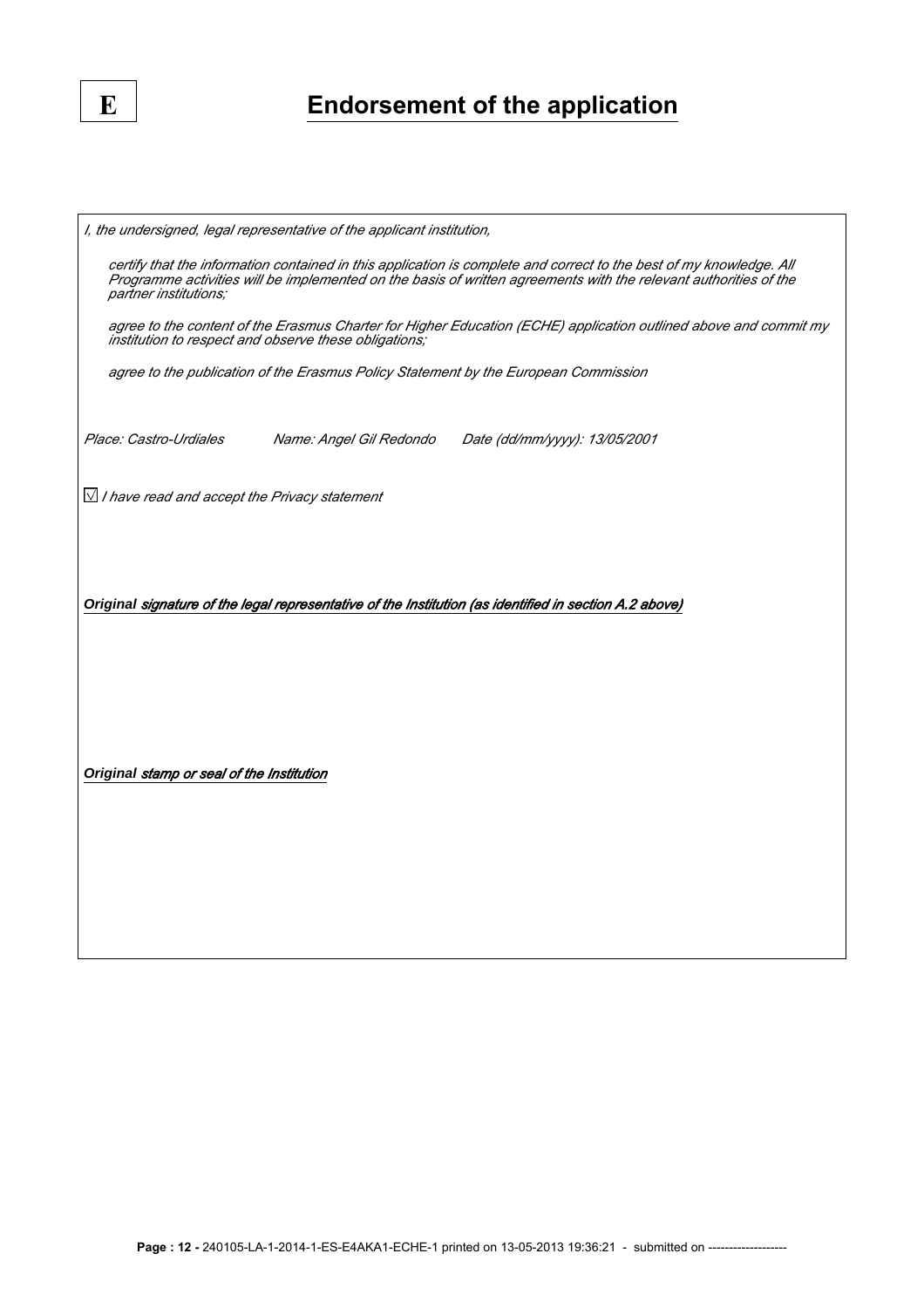# E Endorsement of the application

*I, the undersigned, legal representative of the applicant institution,*

*certify that the information contained in this application is complete and correct to the best of my knowledge. All Programme activities will be implemented on the basis of written agreements with the relevant authorities of the partner institutions;*

*agree to the content of the Erasmus Charter for Higher Education (ECHE) application outlined above and commit my institution to respect and observe these obligations;*

*agree to the publication of the Erasmus Policy Statement by the European Commission*

*Place: Castro-Urdiales* *Name: Angel Gil Redondo* *Date (dd/mm/yyyy): 13/05/2001*

☑ *I have read and accept the Privacy statement*

**Original** *signature of the legal representative of the Institution (as identified in section A.2 above)*

**Original** *stamp or seal of the Institution*

**Page : 12 -** 240105-LA-1-2014-1-ES-E4AKA1-ECHE-1 printed on 13-05-2013 19:36:21 - submitted on -------------------